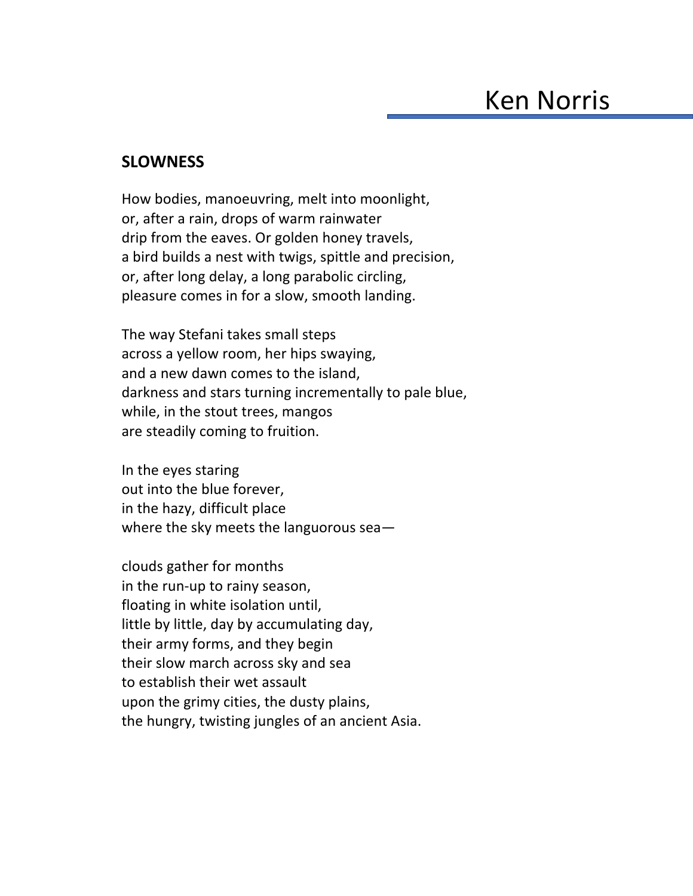Ken Norris

## SLOWNESS

How bodies, manoeuvring, melt into moonlight,
or, after a rain, drops of warm rainwater
drip from the eaves. Or golden honey travels,
a bird builds a nest with twigs, spittle and precision,
or, after long delay, a long parabolic circling,
pleasure comes in for a slow, smooth landing.

The way Stefani takes small steps
across a yellow room, her hips swaying,
and a new dawn comes to the island,
darkness and stars turning incrementally to pale blue,
while, in the stout trees, mangos
are steadily coming to fruition.

In the eyes staring
out into the blue forever,
in the hazy, difficult place
where the sky meets the languorous sea—

clouds gather for months
in the run-up to rainy season,
floating in white isolation until,
little by little, day by accumulating day,
their army forms, and they begin
their slow march across sky and sea
to establish their wet assault
upon the grimy cities, the dusty plains,
the hungry, twisting jungles of an ancient Asia.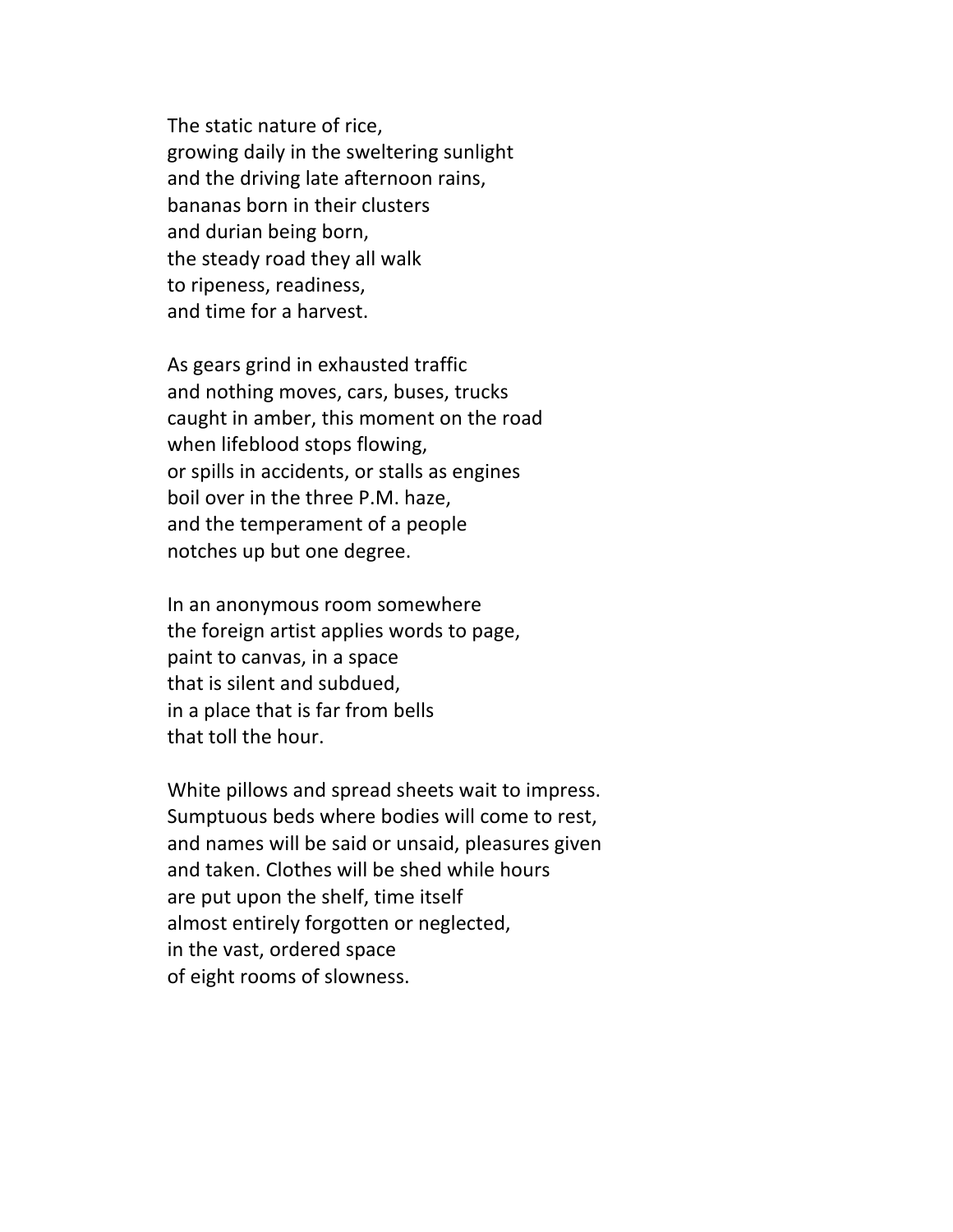The static nature of rice,  
growing daily in the sweltering sunlight  
and the driving late afternoon rains,  
bananas born in their clusters  
and durian being born,  
the steady road they all walk  
to ripeness, readiness,  
and time for a harvest.

As gears grind in exhausted traffic  
and nothing moves, cars, buses, trucks  
caught in amber, this moment on the road  
when lifeblood stops flowing,  
or spills in accidents, or stalls as engines  
boil over in the three P.M. haze,  
and the temperament of a people  
notches up but one degree.

In an anonymous room somewhere  
the foreign artist applies words to page,  
paint to canvas, in a space  
that is silent and subdued,  
in a place that is far from bells  
that toll the hour.

White pillows and spread sheets wait to impress.  
Sumptuous beds where bodies will come to rest,  
and names will be said or unsaid, pleasures given  
and taken. Clothes will be shed while hours  
are put upon the shelf, time itself  
almost entirely forgotten or neglected,  
in the vast, ordered space  
of eight rooms of slowness.